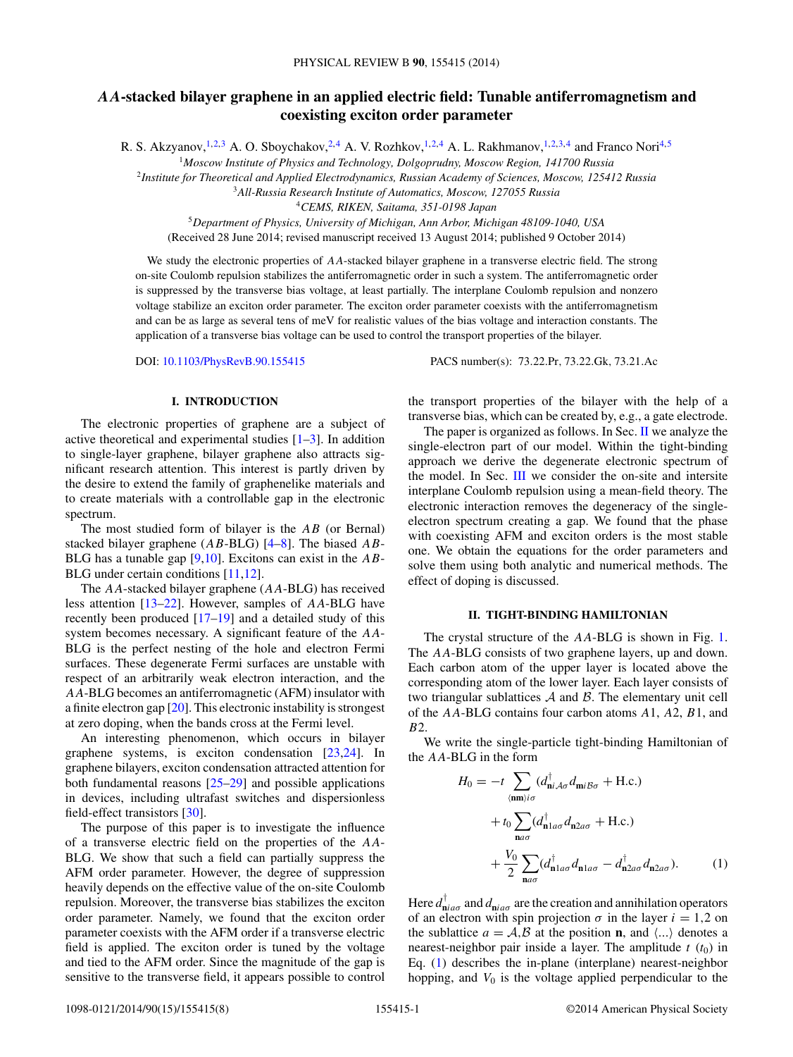# $AA$-stacked bilayer graphene in an applied electric field: Tunable antiferromagnetism and coexisting exciton order parameter

R. S. Akzyanov,[1,2,3] A. O. Sboychakov,[2,4] A. V. Rozhkov,[1,2,4] A. L. Rakhmanov,[1,2,3,4] and Franco Nori[4,5]

[1] *Moscow Institute of Physics and Technology, Dolgoprudny, Moscow Region, 141700 Russia*
[2] *Institute for Theoretical and Applied Electrodynamics, Russian Academy of Sciences, Moscow, 125412 Russia*
[3] *All-Russia Research Institute of Automatics, Moscow, 127055 Russia*
[4] *CEMS, RIKEN, Saitama, 351-0198 Japan*
[5] *Department of Physics, University of Michigan, Ann Arbor, Michigan 48109-1040, USA*

(Received 28 June 2014; revised manuscript received 13 August 2014; published 9 October 2014)

We study the electronic properties of $AA$-stacked bilayer graphene in a transverse electric field. The strong on-site Coulomb repulsion stabilizes the antiferromagnetic order in such a system. The antiferromagnetic order is suppressed by the transverse bias voltage, at least partially. The interplane Coulomb repulsion and nonzero voltage stabilize an exciton order parameter. The exciton order parameter coexists with the antiferromagnetism and can be as large as several tens of meV for realistic values of the bias voltage and interaction constants. The application of a transverse bias voltage can be used to control the transport properties of the bilayer.

DOI: 10.1103/PhysRevB.90.155415 PACS number(s): 73.22.Pr, 73.22.Gk, 73.21.Ac

## I. INTRODUCTION

The electronic properties of graphene are a subject of active theoretical and experimental studies [1–3]. In addition to single-layer graphene, bilayer graphene also attracts significant research attention. This interest is partly driven by the desire to extend the family of graphenelike materials and to create materials with a controllable gap in the electronic spectrum.

The most studied form of bilayer is the $AB$ (or Bernal) stacked bilayer graphene ($AB$-BLG) [4–8]. The biased $AB$-BLG has a tunable gap [9,10]. Excitons can exist in the $AB$-BLG under certain conditions [11,12].

The $AA$-stacked bilayer graphene ($AA$-BLG) has received less attention [13–22]. However, samples of $AA$-BLG have recently been produced [17–19] and a detailed study of this system becomes necessary. A significant feature of the $AA$-BLG is the perfect nesting of the hole and electron Fermi surfaces. These degenerate Fermi surfaces are unstable with respect of an arbitrarily weak electron interaction, and the $AA$-BLG becomes an antiferromagnetic (AFM) insulator with a finite electron gap [20]. This electronic instability is strongest at zero doping, when the bands cross at the Fermi level.

An interesting phenomenon, which occurs in bilayer graphene systems, is exciton condensation [23,24]. In graphene bilayers, exciton condensation attracted attention for both fundamental reasons [25–29] and possible applications in devices, including ultrafast switches and dispersionless field-effect transistors [30].

The purpose of this paper is to investigate the influence of a transverse electric field on the properties of the $AA$-BLG. We show that such a field can partially suppress the AFM order parameter. However, the degree of suppression heavily depends on the effective value of the on-site Coulomb repulsion. Moreover, the transverse bias stabilizes the exciton order parameter. Namely, we found that the exciton order parameter coexists with the AFM order if a transverse electric field is applied. The exciton order is tuned by the voltage and tied to the AFM order. Since the magnitude of the gap is sensitive to the transverse field, it appears possible to control the transport properties of the bilayer with the help of a transverse bias, which can be created by, e.g., a gate electrode.

The paper is organized as follows. In Sec. II we analyze the single-electron part of our model. Within the tight-binding approach we derive the degenerate electronic spectrum of the model. In Sec. III we consider the on-site and intersite interplane Coulomb repulsion using a mean-field theory. The electronic interaction removes the degeneracy of the single-electron spectrum creating a gap. We found that the phase with coexisting AFM and exciton orders is the most stable one. We obtain the equations for the order parameters and solve them using both analytic and numerical methods. The effect of doping is discussed.

## II. TIGHT-BINDING HAMILTONIAN

The crystal structure of the $AA$-BLG is shown in Fig. 1. The $AA$-BLG consists of two graphene layers, up and down. Each carbon atom of the upper layer is located above the corresponding atom of the lower layer. Each layer consists of two triangular sublattices $\mathcal{A}$ and $\mathcal{B}$. The elementary unit cell of the $AA$-BLG contains four carbon atoms $A1$, $A2$, $B1$, and $B2$.

We write the single-particle tight-binding Hamiltonian of the $AA$-BLG in the form

$$
\begin{aligned}
H_0 = &-t \sum_{\langle \mathbf{nm}\rangle i\sigma} (d^{\dagger}_{\mathbf{n}i\mathcal{A}\sigma} d_{\mathbf{m}i\mathcal{B}\sigma} + \text{H.c.}) \\
&+ t_0 \sum_{\mathbf{n}a\sigma} (d^{\dagger}_{\mathbf{n}1a\sigma} d_{\mathbf{n}2a\sigma} + \text{H.c.}) \\
&+ \frac{V_0}{2} \sum_{\mathbf{n}a\sigma} (d^{\dagger}_{\mathbf{n}1a\sigma} d_{\mathbf{n}1a\sigma} - d^{\dagger}_{\mathbf{n}2a\sigma} d_{\mathbf{n}2a\sigma}).
\end{aligned}
\tag{1}
$$

Here $d^{\dagger}_{\mathbf{n}ia\sigma}$ and $d_{\mathbf{n}ia\sigma}$ are the creation and annihilation operators of an electron with spin projection $\sigma$ in the layer $i = 1,2$ on the sublattice $a = \mathcal{A},\mathcal{B}$ at the position $\mathbf{n}$, and $\langle ...\rangle$ denotes a nearest-neighbor pair inside a layer. The amplitude $t$ ($t_0$) in Eq. (1) describes the in-plane (interplane) nearest-neighbor hopping, and $V_0$ is the voltage applied perpendicular to the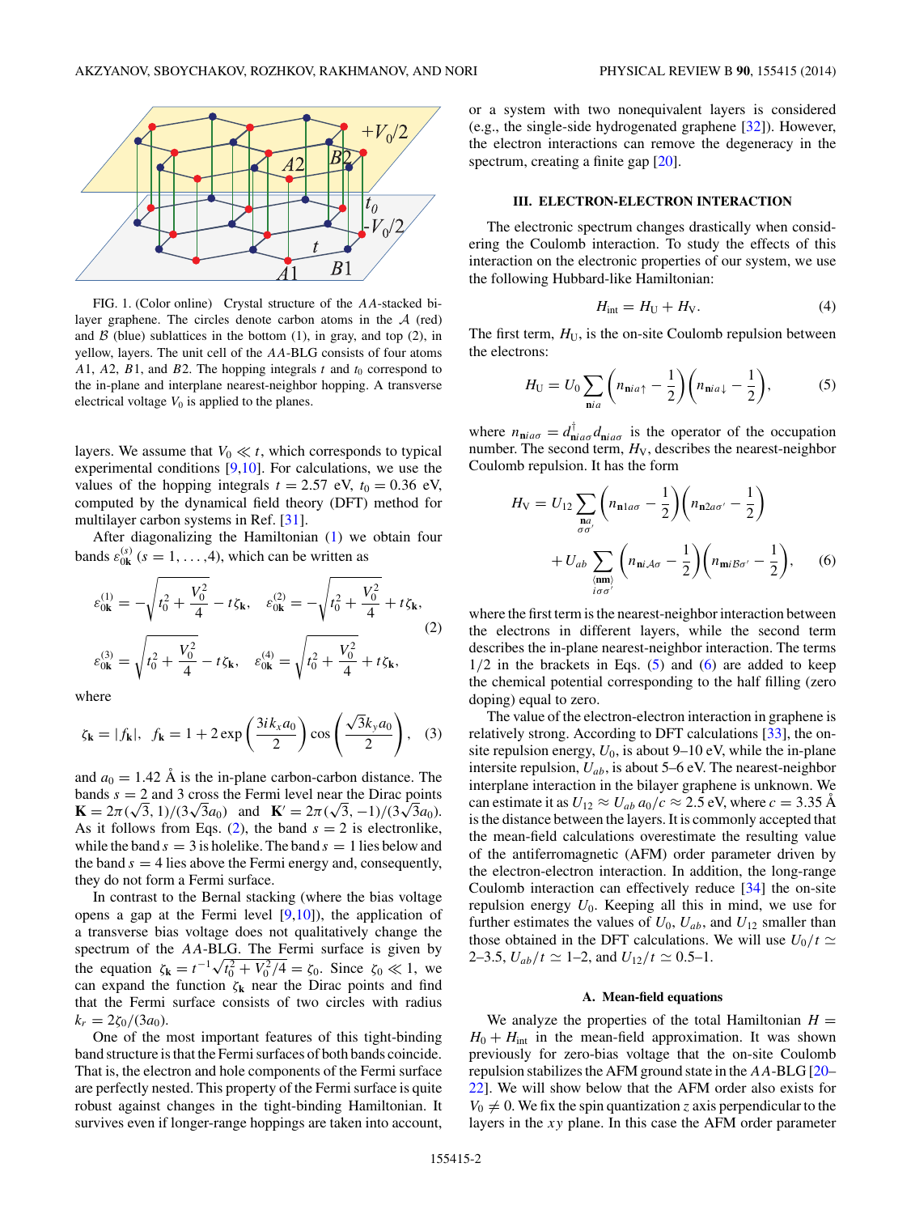FIG. 1. (Color online) Crystal structure of the $AA$-stacked bilayer graphene. The circles denote carbon atoms in the $\mathcal{A}$ (red) and $\mathcal{B}$ (blue) sublattices in the bottom (1), in gray, and top (2), in yellow, layers. The unit cell of the $AA$-BLG consists of four atoms $A1$, $A2$, $B1$, and $B2$. The hopping integrals $t$ and $t_0$ correspond to the in-plane and interplane nearest-neighbor hopping. A transverse electrical voltage $V_0$ is applied to the planes.

layers. We assume that $V_0 \ll t$, which corresponds to typical experimental conditions [9,10]. For calculations, we use the values of the hopping integrals $t = 2.57$ eV, $t_0 = 0.36$ eV, computed by the dynamical field theory (DFT) method for multilayer carbon systems in Ref. [31].

After diagonalizing the Hamiltonian (1) we obtain four bands $\varepsilon_{0\mathbf{k}}^{(s)}$ $(s = 1,\ldots,4)$, which can be written as

$$\varepsilon_{0\mathbf{k}}^{(1)} = -\sqrt{t_0^2 + \frac{V_0^2}{4}} - t\zeta_{\mathbf{k}}, \quad \varepsilon_{0\mathbf{k}}^{(2)} = -\sqrt{t_0^2 + \frac{V_0^2}{4}} + t\zeta_{\mathbf{k}},$$
$$\varepsilon_{0\mathbf{k}}^{(3)} = \sqrt{t_0^2 + \frac{V_0^2}{4}} - t\zeta_{\mathbf{k}}, \quad \varepsilon_{0\mathbf{k}}^{(4)} = \sqrt{t_0^2 + \frac{V_0^2}{4}} + t\zeta_{\mathbf{k}}, \tag{2}$$

where

$$\zeta_{\mathbf{k}} = |f_{\mathbf{k}}|, \quad f_{\mathbf{k}} = 1 + 2\exp\left(\frac{3ik_xa_0}{2}\right)\cos\left(\frac{\sqrt{3}k_ya_0}{2}\right), \tag{3}$$

and $a_0 = 1.42$ Å is the in-plane carbon-carbon distance. The bands $s = 2$ and 3 cross the Fermi level near the Dirac points $\mathbf{K} = 2\pi(\sqrt{3},1)/(3\sqrt{3}a_0)$ and $\mathbf{K}' = 2\pi(\sqrt{3},-1)/(3\sqrt{3}a_0)$. As it follows from Eqs. (2), the band $s = 2$ is electronlike, while the band $s = 3$ is holelike. The band $s = 1$ lies below and the band $s = 4$ lies above the Fermi energy and, consequently, they do not form a Fermi surface.

In contrast to the Bernal stacking (where the bias voltage opens a gap at the Fermi level [9,10]), the application of a transverse bias voltage does not qualitatively change the spectrum of the $AA$-BLG. The Fermi surface is given by the equation $\zeta_{\mathbf{k}} = t^{-1}\sqrt{t_0^2 + V_0^2/4} = \zeta_0$. Since $\zeta_0 \ll 1$, we can expand the function $\zeta_{\mathbf{k}}$ near the Dirac points and find that the Fermi surface consists of two circles with radius $k_r = 2\zeta_0/(3a_0)$.

One of the most important features of this tight-binding band structure is that the Fermi surfaces of both bands coincide. That is, the electron and hole components of the Fermi surface are perfectly nested. This property of the Fermi surface is quite robust against changes in the tight-binding Hamiltonian. It survives even if longer-range hoppings are taken into account, or a system with two nonequivalent layers is considered (e.g., the single-side hydrogenated graphene [32]). However, the electron interactions can remove the degeneracy in the spectrum, creating a finite gap [20].

## III. ELECTRON-ELECTRON INTERACTION

The electronic spectrum changes drastically when considering the Coulomb interaction. To study the effects of this interaction on the electronic properties of our system, we use the following Hubbard-like Hamiltonian:

$$H_{\text{int}} = H_{\text{U}} + H_{\text{V}}. \tag{4}$$

The first term, $H_{\text{U}}$, is the on-site Coulomb repulsion between the electrons:

$$H_{\text{U}} = U_0 \sum_{\mathbf{n}ia}\left(n_{\mathbf{n}ia\uparrow} - \frac{1}{2}\right)\left(n_{\mathbf{n}ia\downarrow} - \frac{1}{2}\right), \tag{5}$$

where $n_{\mathbf{n}ia\sigma} = d^{\dagger}_{\mathbf{n}ia\sigma}d_{\mathbf{n}ia\sigma}$ is the operator of the occupation number. The second term, $H_{\text{V}}$, describes the nearest-neighbor Coulomb repulsion. It has the form

$$H_{\text{V}} = U_{12}\sum_{\substack{\mathbf{n}a\\ \sigma\sigma'}}\left(n_{\mathbf{n}1a\sigma} - \frac{1}{2}\right)\left(n_{\mathbf{n}2a\sigma'} - \frac{1}{2}\right)$$
$$+ U_{ab}\sum_{\substack{\langle\mathbf{nm}\rangle\\ i\sigma\sigma'}}\left(n_{\mathbf{n}i\mathcal{A}\sigma} - \frac{1}{2}\right)\left(n_{\mathbf{m}i\mathcal{B}\sigma'} - \frac{1}{2}\right), \tag{6}$$

where the first term is the nearest-neighbor interaction between the electrons in different layers, while the second term describes the in-plane nearest-neighbor interaction. The terms $1/2$ in the brackets in Eqs. (5) and (6) are added to keep the chemical potential corresponding to the half filling (zero doping) equal to zero.

The value of the electron-electron interaction in graphene is relatively strong. According to DFT calculations [33], the on-site repulsion energy, $U_0$, is about 9–10 eV, while the in-plane intersite repulsion, $U_{ab}$, is about 5–6 eV. The nearest-neighbor interplane interaction in the bilayer graphene is unknown. We can estimate it as $U_{12} \approx U_{ab}\,a_0/c \approx 2.5$ eV, where $c = 3.35$ Å is the distance between the layers. It is commonly accepted that the mean-field calculations overestimate the resulting value of the antiferromagnetic (AFM) order parameter driven by the electron-electron interaction. In addition, the long-range Coulomb interaction can effectively reduce [34] the on-site repulsion energy $U_0$. Keeping all this in mind, we use for further estimates the values of $U_0$, $U_{ab}$, and $U_{12}$ smaller than those obtained in the DFT calculations. We will use $U_0/t \simeq 2$–$3.5$, $U_{ab}/t \simeq 1$–$2$, and $U_{12}/t \simeq 0.5$–$1$.

### A. Mean-field equations

We analyze the properties of the total Hamiltonian $H = H_0 + H_{\text{int}}$ in the mean-field approximation. It was shown previously for zero-bias voltage that the on-site Coulomb repulsion stabilizes the AFM ground state in the $AA$-BLG [20–22]. We will show below that the AFM order also exists for $V_0 \neq 0$. We fix the spin quantization $z$ axis perpendicular to the layers in the $xy$ plane. In this case the AFM order parameter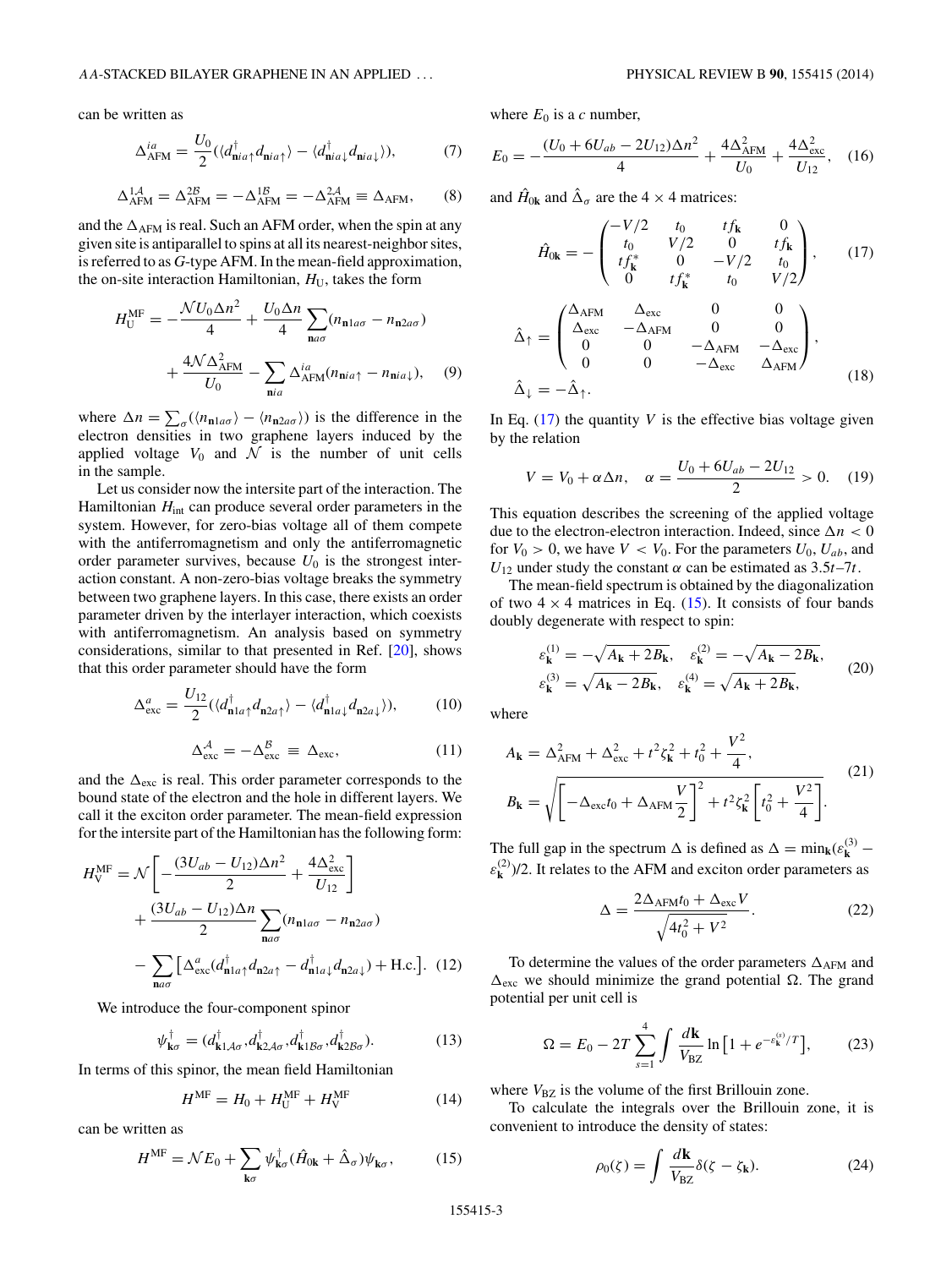can be written as

$$\Delta^{ia}_{\rm AFM} = \frac{U_0}{2}(\langle d^\dagger_{\mathbf{n}ia\uparrow} d_{\mathbf{n}ia\uparrow}\rangle - \langle d^\dagger_{\mathbf{n}ia\downarrow} d_{\mathbf{n}ia\downarrow}\rangle), \tag{7}$$

$$\Delta^{1\mathcal{A}}_{\rm AFM} = \Delta^{2\mathcal{B}}_{\rm AFM} = -\Delta^{1\mathcal{B}}_{\rm AFM} = -\Delta^{2\mathcal{A}}_{\rm AFM} \equiv \Delta_{\rm AFM}, \tag{8}$$

and the $\Delta_{\rm AFM}$ is real. Such an AFM order, when the spin at any given site is antiparallel to spins at all its nearest-neighbor sites, is referred to as $G$-type AFM. In the mean-field approximation, the on-site interaction Hamiltonian, $H_{\rm U}$, takes the form

$$H^{\rm MF}_{\rm U} = -\frac{\mathcal{N}U_0\Delta n^2}{4} + \frac{U_0\Delta n}{4}\sum_{\mathbf{n}a\sigma}(n_{\mathbf{n}1a\sigma} - n_{\mathbf{n}2a\sigma}) + \frac{4\mathcal{N}\Delta^2_{\rm AFM}}{U_0} - \sum_{\mathbf{n}ia}\Delta^{ia}_{\rm AFM}(n_{\mathbf{n}ia\uparrow} - n_{\mathbf{n}ia\downarrow}), \tag{9}$$

where $\Delta n = \sum_\sigma(\langle n_{\mathbf{n}1a\sigma}\rangle - \langle n_{\mathbf{n}2a\sigma}\rangle)$ is the difference in the electron densities in two graphene layers induced by the applied voltage $V_0$ and $\mathcal{N}$ is the number of unit cells in the sample.

Let us consider now the intersite part of the interaction. The Hamiltonian $H_{\rm int}$ can produce several order parameters in the system. However, for zero-bias voltage all of them compete with the antiferromagnetism and only the antiferromagnetic order parameter survives, because $U_0$ is the strongest interaction constant. A non-zero-bias voltage breaks the symmetry between two graphene layers. In this case, there exists an order parameter driven by the interlayer interaction, which coexists with antiferromagnetism. An analysis based on symmetry considerations, similar to that presented in Ref. [20], shows that this order parameter should have the form

$$\Delta^a_{\rm exc} = \frac{U_{12}}{2}(\langle d^\dagger_{\mathbf{n}1a\uparrow} d_{\mathbf{n}2a\uparrow}\rangle - \langle d^\dagger_{\mathbf{n}1a\downarrow} d_{\mathbf{n}2a\downarrow}\rangle), \tag{10}$$

$$\Delta^{\mathcal{A}}_{\rm exc} = -\Delta^{\mathcal{B}}_{\rm exc} \equiv \Delta_{\rm exc}, \tag{11}$$

and the $\Delta_{\rm exc}$ is real. This order parameter corresponds to the bound state of the electron and the hole in different layers. We call it the exciton order parameter. The mean-field expression for the intersite part of the Hamiltonian has the following form:

$$H^{\rm MF}_{\rm V} = \mathcal{N}\left[-\frac{(3U_{ab} - U_{12})\Delta n^2}{2} + \frac{4\Delta^2_{\rm exc}}{U_{12}}\right] + \frac{(3U_{ab} - U_{12})\Delta n}{2}\sum_{\mathbf{n}a\sigma}(n_{\mathbf{n}1a\sigma} - n_{\mathbf{n}2a\sigma}) - \sum_{\mathbf{n}a\sigma}\left[\Delta^a_{\rm exc}(d^\dagger_{\mathbf{n}1a\uparrow} d_{\mathbf{n}2a\uparrow} - d^\dagger_{\mathbf{n}1a\downarrow} d_{\mathbf{n}2a\downarrow}) + \text{H.c.}\right]. \tag{12}$$

We introduce the four-component spinor

$$\psi^\dagger_{\mathbf{k}\sigma} = (d^\dagger_{\mathbf{k}1\mathcal{A}\sigma}, d^\dagger_{\mathbf{k}2\mathcal{A}\sigma}, d^\dagger_{\mathbf{k}1\mathcal{B}\sigma}, d^\dagger_{\mathbf{k}2\mathcal{B}\sigma}). \tag{13}$$

In terms of this spinor, the mean field Hamiltonian

$$H^{\rm MF} = H_0 + H^{\rm MF}_{\rm U} + H^{\rm MF}_{\rm V} \tag{14}$$

can be written as

$$H^{\rm MF} = \mathcal{N}E_0 + \sum_{\mathbf{k}\sigma}\psi^\dagger_{\mathbf{k}\sigma}(\hat{H}_{0\mathbf{k}} + \hat{\Delta}_\sigma)\psi_{\mathbf{k}\sigma}, \tag{15}$$

where $E_0$ is a $c$ number,

$$E_0 = -\frac{(U_0 + 6U_{ab} - 2U_{12})\Delta n^2}{4} + \frac{4\Delta^2_{\rm AFM}}{U_0} + \frac{4\Delta^2_{\rm exc}}{U_{12}}, \tag{16}$$

and $\hat{H}_{0\mathbf{k}}$ and $\hat{\Delta}_\sigma$ are the $4\times 4$ matrices:

$$\hat{H}_{0\mathbf{k}} = -\begin{pmatrix} -V/2 & t_0 & tf_\mathbf{k} & 0 \\ t_0 & V/2 & 0 & tf_\mathbf{k} \\ tf^*_\mathbf{k} & 0 & -V/2 & t_0 \\ 0 & tf^*_\mathbf{k} & t_0 & V/2 \end{pmatrix}, \tag{17}$$

$$\hat{\Delta}_\uparrow = \begin{pmatrix} \Delta_{\rm AFM} & \Delta_{\rm exc} & 0 & 0 \\ \Delta_{\rm exc} & -\Delta_{\rm AFM} & 0 & 0 \\ 0 & 0 & -\Delta_{\rm AFM} & -\Delta_{\rm exc} \\ 0 & 0 & -\Delta_{\rm exc} & \Delta_{\rm AFM} \end{pmatrix},$$
$$\hat{\Delta}_\downarrow = -\hat{\Delta}_\uparrow. \tag{18}$$

In Eq. (17) the quantity $V$ is the effective bias voltage given by the relation

$$V = V_0 + \alpha\Delta n, \quad \alpha = \frac{U_0 + 6U_{ab} - 2U_{12}}{2} > 0. \tag{19}$$

This equation describes the screening of the applied voltage due to the electron-electron interaction. Indeed, since $\Delta n < 0$ for $V_0 > 0$, we have $V < V_0$. For the parameters $U_0$, $U_{ab}$, and $U_{12}$ under study the constant $\alpha$ can be estimated as $3.5t$–$7t$.

The mean-field spectrum is obtained by the diagonalization of two $4\times 4$ matrices in Eq. (15). It consists of four bands doubly degenerate with respect to spin:

$$\varepsilon^{(1)}_\mathbf{k} = -\sqrt{A_\mathbf{k} + 2B_\mathbf{k}}, \quad \varepsilon^{(2)}_\mathbf{k} = -\sqrt{A_\mathbf{k} - 2B_\mathbf{k}},$$
$$\varepsilon^{(3)}_\mathbf{k} = \sqrt{A_\mathbf{k} - 2B_\mathbf{k}}, \quad \varepsilon^{(4)}_\mathbf{k} = \sqrt{A_\mathbf{k} + 2B_\mathbf{k}}, \tag{20}$$

where

$$A_\mathbf{k} = \Delta^2_{\rm AFM} + \Delta^2_{\rm exc} + t^2\zeta^2_\mathbf{k} + t_0^2 + \frac{V^2}{4},$$
$$B_\mathbf{k} = \sqrt{\left[-\Delta_{\rm exc}t_0 + \Delta_{\rm AFM}\frac{V}{2}\right]^2 + t^2\zeta^2_\mathbf{k}\left[t_0^2 + \frac{V^2}{4}\right]}. \tag{21}$$

The full gap in the spectrum $\Delta$ is defined as $\Delta = \min_\mathbf{k}(\varepsilon^{(3)}_\mathbf{k} - \varepsilon^{(2)}_\mathbf{k})/2$. It relates to the AFM and exciton order parameters as

$$\Delta = \frac{2\Delta_{\rm AFM}t_0 + \Delta_{\rm exc}V}{\sqrt{4t_0^2 + V^2}}. \tag{22}$$

To determine the values of the order parameters $\Delta_{\rm AFM}$ and $\Delta_{\rm exc}$ we should minimize the grand potential $\Omega$. The grand potential per unit cell is

$$\Omega = E_0 - 2T\sum_{s=1}^{4}\int\frac{d\mathbf{k}}{V_{\rm BZ}}\ln\left[1 + e^{-\varepsilon^{(s)}_\mathbf{k}/T}\right], \tag{23}$$

where $V_{\rm BZ}$ is the volume of the first Brillouin zone.

To calculate the integrals over the Brillouin zone, it is convenient to introduce the density of states:

$$\rho_0(\zeta) = \int\frac{d\mathbf{k}}{V_{\rm BZ}}\delta(\zeta - \zeta_\mathbf{k}). \tag{24}$$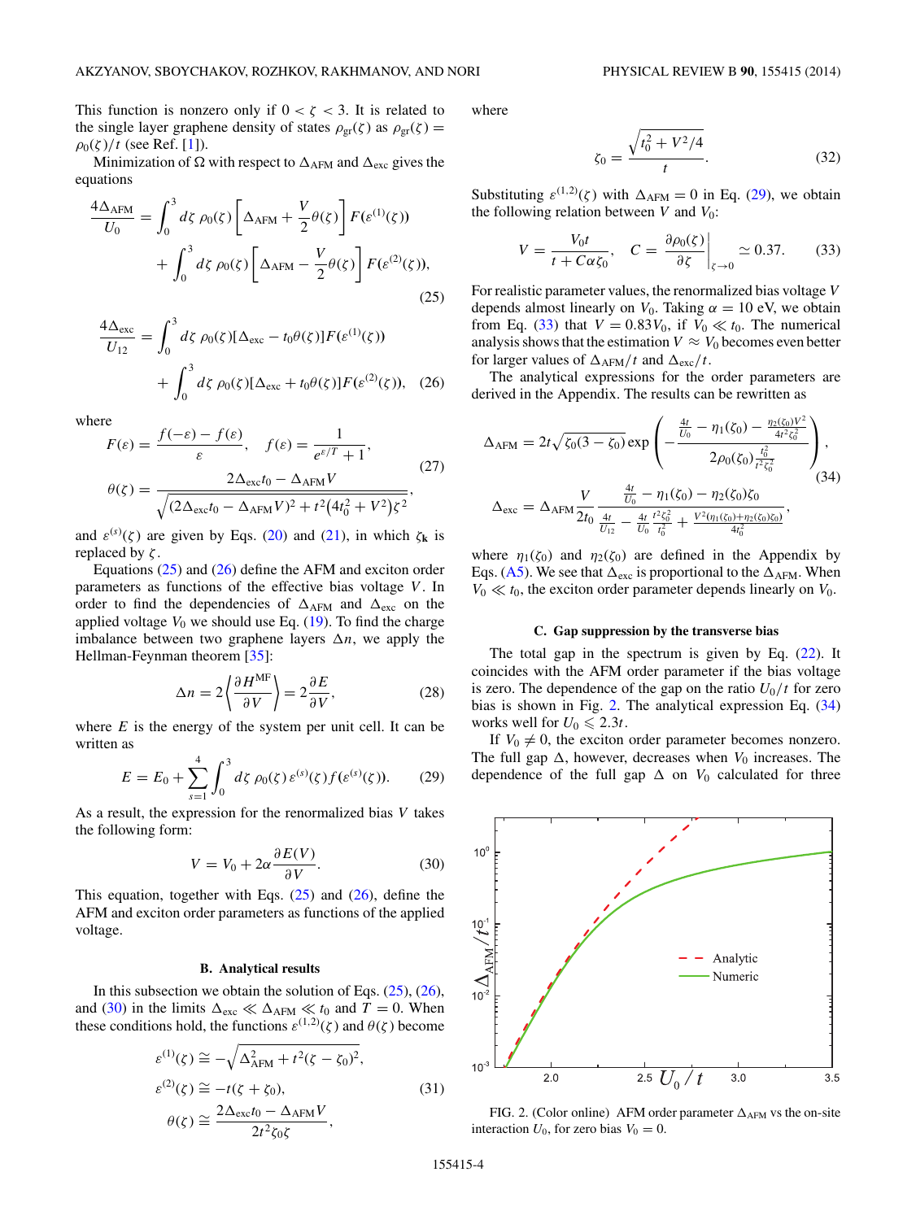This function is nonzero only if $0 < \zeta < 3$. It is related to the single layer graphene density of states $\rho_{\rm gr}(\zeta)$ as $\rho_{\rm gr}(\zeta) = \rho_0(\zeta)/t$ (see Ref. [1]).

Minimization of $\Omega$ with respect to $\Delta_{\rm AFM}$ and $\Delta_{\rm exc}$ gives the equations

$$\frac{4\Delta_{\rm AFM}}{U_0} = \int_0^3 d\zeta\, \rho_0(\zeta)\left[\Delta_{\rm AFM} + \frac{V}{2}\theta(\zeta)\right] F(\varepsilon^{(1)}(\zeta)) + \int_0^3 d\zeta\, \rho_0(\zeta)\left[\Delta_{\rm AFM} - \frac{V}{2}\theta(\zeta)\right] F(\varepsilon^{(2)}(\zeta)), \tag{25}$$

$$\frac{4\Delta_{\rm exc}}{U_{12}} = \int_0^3 d\zeta\, \rho_0(\zeta)[\Delta_{\rm exc} - t_0\theta(\zeta)]F(\varepsilon^{(1)}(\zeta)) + \int_0^3 d\zeta\, \rho_0(\zeta)[\Delta_{\rm exc} + t_0\theta(\zeta)]F(\varepsilon^{(2)}(\zeta)), \tag{26}$$

where

$$F(\varepsilon) = \frac{f(-\varepsilon) - f(\varepsilon)}{\varepsilon}, \quad f(\varepsilon) = \frac{1}{e^{\varepsilon/T} + 1},$$
$$\theta(\zeta) = \frac{2\Delta_{\rm exc}t_0 - \Delta_{\rm AFM}V}{\sqrt{(2\Delta_{\rm exc}t_0 - \Delta_{\rm AFM}V)^2 + t^2\left(4t_0^2 + V^2\right)\zeta^2}}, \tag{27}$$

and $\varepsilon^{(s)}(\zeta)$ are given by Eqs. (20) and (21), in which $\zeta_{\mathbf{k}}$ is replaced by $\zeta$.

Equations (25) and (26) define the AFM and exciton order parameters as functions of the effective bias voltage $V$. In order to find the dependencies of $\Delta_{\rm AFM}$ and $\Delta_{\rm exc}$ on the applied voltage $V_0$ we should use Eq. (19). To find the charge imbalance between two graphene layers $\Delta n$, we apply the Hellman-Feynman theorem [35]:

$$\Delta n = 2\left\langle \frac{\partial H^{\rm MF}}{\partial V}\right\rangle = 2\frac{\partial E}{\partial V}, \tag{28}$$

where $E$ is the energy of the system per unit cell. It can be written as

$$E = E_0 + \sum_{s=1}^{4}\int_0^3 d\zeta\, \rho_0(\zeta)\,\varepsilon^{(s)}(\zeta) f(\varepsilon^{(s)}(\zeta)). \tag{29}$$

As a result, the expression for the renormalized bias $V$ takes the following form:

$$V = V_0 + 2\alpha\frac{\partial E(V)}{\partial V}. \tag{30}$$

This equation, together with Eqs. (25) and (26), define the AFM and exciton order parameters as functions of the applied voltage.

### B. Analytical results

In this subsection we obtain the solution of Eqs. (25), (26), and (30) in the limits $\Delta_{\rm exc} \ll \Delta_{\rm AFM} \ll t_0$ and $T = 0$. When these conditions hold, the functions $\varepsilon^{(1,2)}(\zeta)$ and $\theta(\zeta)$ become

$$\varepsilon^{(1)}(\zeta) \cong -\sqrt{\Delta_{\rm AFM}^2 + t^2(\zeta - \zeta_0)^2},$$
$$\varepsilon^{(2)}(\zeta) \cong -t(\zeta + \zeta_0), \tag{31}$$
$$\theta(\zeta) \cong \frac{2\Delta_{\rm exc}t_0 - \Delta_{\rm AFM}V}{2t^2\zeta_0\zeta},$$

where

$$\zeta_0 = \frac{\sqrt{t_0^2 + V^2/4}}{t}. \tag{32}$$

Substituting $\varepsilon^{(1,2)}(\zeta)$ with $\Delta_{\rm AFM} = 0$ in Eq. (29), we obtain the following relation between $V$ and $V_0$:

$$V = \frac{V_0 t}{t + C\alpha\zeta_0}, \quad C = \left.\frac{\partial\rho_0(\zeta)}{\partial\zeta}\right|_{\zeta\to 0} \simeq 0.37. \tag{33}$$

For realistic parameter values, the renormalized bias voltage $V$ depends almost linearly on $V_0$. Taking $\alpha = 10$ eV, we obtain from Eq. (33) that $V = 0.83V_0$, if $V_0 \ll t_0$. The numerical analysis shows that the estimation $V \approx V_0$ becomes even better for larger values of $\Delta_{\rm AFM}/t$ and $\Delta_{\rm exc}/t$.

The analytical expressions for the order parameters are derived in the Appendix. The results can be rewritten as

$$\Delta_{\rm AFM} = 2t\sqrt{\zeta_0(3-\zeta_0)}\exp\left(-\frac{\frac{4t}{U_0} - \eta_1(\zeta_0) - \frac{\eta_2(\zeta_0)V^2}{4t^2\zeta_0^2}}{2\rho_0(\zeta_0)\frac{t_0^2}{t^2\zeta_0^2}}\right),$$
$$\Delta_{\rm exc} = \Delta_{\rm AFM}\frac{V}{2t_0}\,\frac{\frac{4t}{U_0} - \eta_1(\zeta_0) - \eta_2(\zeta_0)\zeta_0}{\frac{4t}{U_{12}} - \frac{4t}{U_0}\frac{t^2\zeta_0^2}{t_0^2} + \frac{V^2(\eta_1(\zeta_0)+\eta_2(\zeta_0)\zeta_0)}{4t_0^2}}, \tag{34}$$

where $\eta_1(\zeta_0)$ and $\eta_2(\zeta_0)$ are defined in the Appendix by Eqs. (A5). We see that $\Delta_{\rm exc}$ is proportional to the $\Delta_{\rm AFM}$. When $V_0 \ll t_0$, the exciton order parameter depends linearly on $V_0$.

### C. Gap suppression by the transverse bias

The total gap in the spectrum is given by Eq. (22). It coincides with the AFM order parameter if the bias voltage is zero. The dependence of the gap on the ratio $U_0/t$ for zero bias is shown in Fig. 2. The analytical expression Eq. (34) works well for $U_0 \leqslant 2.3t$.

If $V_0 \neq 0$, the exciton order parameter becomes nonzero. The full gap $\Delta$, however, decreases when $V_0$ increases. The dependence of the full gap $\Delta$ on $V_0$ calculated for three

FIG. 2. (Color online) AFM order parameter $\Delta_{\rm AFM}$ vs the on-site interaction $U_0$, for zero bias $V_0 = 0$.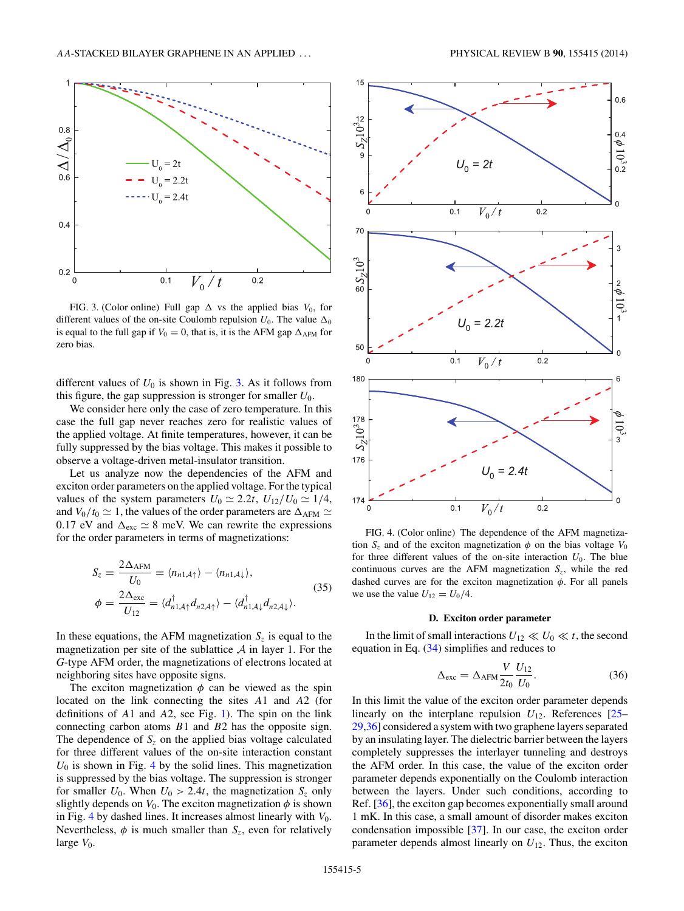FIG. 3. (Color online) Full gap $\Delta$ vs the applied bias $V_0$, for different values of the on-site Coulomb repulsion $U_0$. The value $\Delta_0$ is equal to the full gap if $V_0 = 0$, that is, it is the AFM gap $\Delta_{\text{AFM}}$ for zero bias.

different values of $U_0$ is shown in Fig. 3. As it follows from this figure, the gap suppression is stronger for smaller $U_0$.

We consider here only the case of zero temperature. In this case the full gap never reaches zero for realistic values of the applied voltage. At finite temperatures, however, it can be fully suppressed by the bias voltage. This makes it possible to observe a voltage-driven metal-insulator transition.

Let us analyze now the dependencies of the AFM and exciton order parameters on the applied voltage. For the typical values of the system parameters $U_0 \simeq 2.2t$, $U_{12}/U_0 \simeq 1/4$, and $V_0/t_0 \simeq 1$, the values of the order parameters are $\Delta_{\text{AFM}} \simeq 0.17$ eV and $\Delta_{\text{exc}} \simeq 8$ meV. We can rewrite the expressions for the order parameters in terms of magnetizations:

$$
\begin{aligned}
S_z &= \frac{2\Delta_{\text{AFM}}}{U_0} = \langle n_{n1\mathcal{A}\uparrow}\rangle - \langle n_{n1\mathcal{A}\downarrow}\rangle, \\
\phi &= \frac{2\Delta_{\text{exc}}}{U_{12}} = \langle d^{\dagger}_{n1\mathcal{A}\uparrow} d_{n2\mathcal{A}\uparrow}\rangle - \langle d^{\dagger}_{n1\mathcal{A}\downarrow} d_{n2\mathcal{A}\downarrow}\rangle.
\end{aligned} \tag{35}
$$

In these equations, the AFM magnetization $S_z$ is equal to the magnetization per site of the sublattice $\mathcal{A}$ in layer 1. For the $G$-type AFM order, the magnetizations of electrons located at neighboring sites have opposite signs.

The exciton magnetization $\phi$ can be viewed as the spin located on the link connecting the sites $A1$ and $A2$ (for definitions of $A1$ and $A2$, see Fig. 1). The spin on the link connecting carbon atoms $B1$ and $B2$ has the opposite sign. The dependence of $S_z$ on the applied bias voltage calculated for three different values of the on-site interaction constant $U_0$ is shown in Fig. 4 by the solid lines. This magnetization is suppressed by the bias voltage. The suppression is stronger for smaller $U_0$. When $U_0 > 2.4t$, the magnetization $S_z$ only slightly depends on $V_0$. The exciton magnetization $\phi$ is shown in Fig. 4 by dashed lines. It increases almost linearly with $V_0$. Nevertheless, $\phi$ is much smaller than $S_z$, even for relatively large $V_0$.

FIG. 4. (Color online) The dependence of the AFM magnetization $S_z$ and of the exciton magnetization $\phi$ on the bias voltage $V_0$ for three different values of the on-site interaction $U_0$. The blue continuous curves are the AFM magnetization $S_z$, while the red dashed curves are the exciton magnetization $\phi$. For all panels we use the value $U_{12} = U_0/4$.

### D. Exciton order parameter

In the limit of small interactions $U_{12} \ll U_0 \ll t$, the second equation in Eq. (34) simplifies and reduces to

$$
\Delta_{\text{exc}} = \Delta_{\text{AFM}} \frac{V}{2t_0} \frac{U_{12}}{U_0}. \tag{36}
$$

In this limit the value of the exciton order parameter depends linearly on the interplane repulsion $U_{12}$. References [25–29,36] considered a system with two graphene layers separated by an insulating layer. The dielectric barrier between the layers completely suppresses the interlayer tunneling and destroys the AFM order. In this case, the value of the exciton order parameter depends exponentially on the Coulomb interaction between the layers. Under such conditions, according to Ref. [36], the exciton gap becomes exponentially small around 1 mK. In this case, a small amount of disorder makes exciton condensation impossible [37]. In our case, the exciton order parameter depends almost linearly on $U_{12}$. Thus, the exciton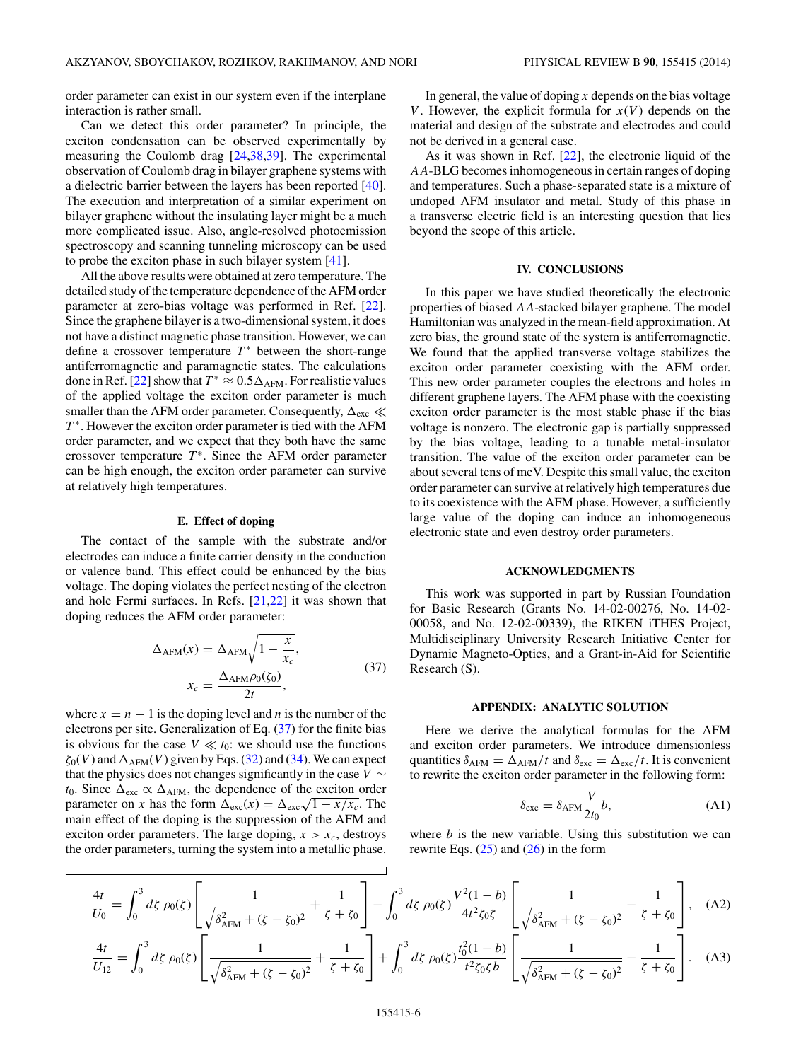order parameter can exist in our system even if the interplane interaction is rather small.

Can we detect this order parameter? In principle, the exciton condensation can be observed experimentally by measuring the Coulomb drag [24,38,39]. The experimental observation of Coulomb drag in bilayer graphene systems with a dielectric barrier between the layers has been reported [40]. The execution and interpretation of a similar experiment on bilayer graphene without the insulating layer might be a much more complicated issue. Also, angle-resolved photoemission spectroscopy and scanning tunneling microscopy can be used to probe the exciton phase in such bilayer system [41].

All the above results were obtained at zero temperature. The detailed study of the temperature dependence of the AFM order parameter at zero-bias voltage was performed in Ref. [22]. Since the graphene bilayer is a two-dimensional system, it does not have a distinct magnetic phase transition. However, we can define a crossover temperature $T^*$ between the short-range antiferromagnetic and paramagnetic states. The calculations done in Ref. [22] show that $T^* \approx 0.5\Delta_{\text{AFM}}$. For realistic values of the applied voltage the exciton order parameter is much smaller than the AFM order parameter. Consequently, $\Delta_{\text{exc}} \ll T^*$. However the exciton order parameter is tied with the AFM order parameter, and we expect that they both have the same crossover temperature $T^*$. Since the AFM order parameter can be high enough, the exciton order parameter can survive at relatively high temperatures.

### E. Effect of doping

The contact of the sample with the substrate and/or electrodes can induce a finite carrier density in the conduction or valence band. This effect could be enhanced by the bias voltage. The doping violates the perfect nesting of the electron and hole Fermi surfaces. In Refs. [21,22] it was shown that doping reduces the AFM order parameter:

$$\Delta_{\text{AFM}}(x) = \Delta_{\text{AFM}}\sqrt{1 - \frac{x}{x_c}},$$
$$x_c = \frac{\Delta_{\text{AFM}}\rho_0(\zeta_0)}{2t}, \tag{37}$$

where $x = n - 1$ is the doping level and $n$ is the number of the electrons per site. Generalization of Eq. (37) for the finite bias is obvious for the case $V \ll t_0$: we should use the functions $\zeta_0(V)$ and $\Delta_{\text{AFM}}(V)$ given by Eqs. (32) and (34). We can expect that the physics does not changes significantly in the case $V \sim t_0$. Since $\Delta_{\text{exc}} \propto \Delta_{\text{AFM}}$, the dependence of the exciton order parameter on $x$ has the form $\Delta_{\text{exc}}(x) = \Delta_{\text{exc}}\sqrt{1 - x/x_c}$. The main effect of the doping is the suppression of the AFM and exciton order parameters. The large doping, $x > x_c$, destroys the order parameters, turning the system into a metallic phase.

In general, the value of doping $x$ depends on the bias voltage $V$. However, the explicit formula for $x(V)$ depends on the material and design of the substrate and electrodes and could not be derived in a general case.

As it was shown in Ref. [22], the electronic liquid of the $AA$-BLG becomes inhomogeneous in certain ranges of doping and temperatures. Such a phase-separated state is a mixture of undoped AFM insulator and metal. Study of this phase in a transverse electric field is an interesting question that lies beyond the scope of this article.

## IV. CONCLUSIONS

In this paper we have studied theoretically the electronic properties of biased $AA$-stacked bilayer graphene. The model Hamiltonian was analyzed in the mean-field approximation. At zero bias, the ground state of the system is antiferromagnetic. We found that the applied transverse voltage stabilizes the exciton order parameter coexisting with the AFM order. This new order parameter couples the electrons and holes in different graphene layers. The AFM phase with the coexisting exciton order parameter is the most stable phase if the bias voltage is nonzero. The electronic gap is partially suppressed by the bias voltage, leading to a tunable metal-insulator transition. The value of the exciton order parameter can be about several tens of meV. Despite this small value, the exciton order parameter can survive at relatively high temperatures due to its coexistence with the AFM phase. However, a sufficiently large value of the doping can induce an inhomogeneous electronic state and even destroy order parameters.

## ACKNOWLEDGMENTS

This work was supported in part by Russian Foundation for Basic Research (Grants No. 14-02-00276, No. 14-02-00058, and No. 12-02-00339), the RIKEN iTHES Project, Multidisciplinary University Research Initiative Center for Dynamic Magneto-Optics, and a Grant-in-Aid for Scientific Research (S).

## APPENDIX: ANALYTIC SOLUTION

Here we derive the analytical formulas for the AFM and exciton order parameters. We introduce dimensionless quantities $\delta_{\text{AFM}} = \Delta_{\text{AFM}}/t$ and $\delta_{\text{exc}} = \Delta_{\text{exc}}/t$. It is convenient to rewrite the exciton order parameter in the following form:

$$\delta_{\text{exc}} = \delta_{\text{AFM}}\frac{V}{2t_0}b, \tag{A1}$$

where $b$ is the new variable. Using this substitution we can rewrite Eqs. (25) and (26) in the form

$$\frac{4t}{U_0} = \int_0^3 d\zeta\, \rho_0(\zeta)\left[\frac{1}{\sqrt{\delta_{\text{AFM}}^2 + (\zeta - \zeta_0)^2}} + \frac{1}{\zeta + \zeta_0}\right] - \int_0^3 d\zeta\, \rho_0(\zeta)\frac{V^2(1-b)}{4t^2\zeta_0\zeta}\left[\frac{1}{\sqrt{\delta_{\text{AFM}}^2 + (\zeta - \zeta_0)^2}} - \frac{1}{\zeta + \zeta_0}\right], \tag{A2}$$

$$\frac{4t}{U_{12}} = \int_0^3 d\zeta\, \rho_0(\zeta)\left[\frac{1}{\sqrt{\delta_{\text{AFM}}^2 + (\zeta - \zeta_0)^2}} + \frac{1}{\zeta + \zeta_0}\right] + \int_0^3 d\zeta\, \rho_0(\zeta)\frac{t_0^2(1-b)}{t^2\zeta_0\zeta b}\left[\frac{1}{\sqrt{\delta_{\text{AFM}}^2 + (\zeta - \zeta_0)^2}} - \frac{1}{\zeta + \zeta_0}\right]. \tag{A3}$$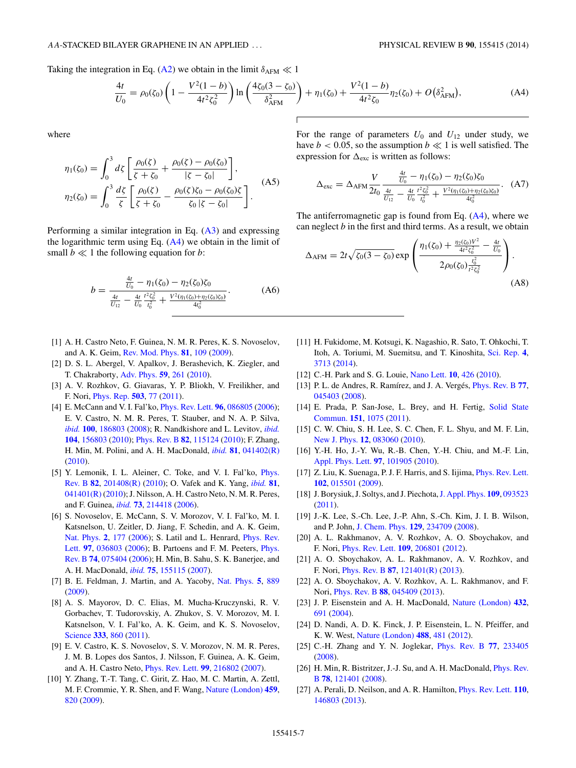Taking the integration in Eq. (A2) we obtain in the limit $\delta_{\mathrm{AFM}} \ll 1$

$$\frac{4t}{U_0} = \rho_0(\zeta_0)\left(1 - \frac{V^2(1-b)}{4t^2\zeta_0^2}\right)\ln\left(\frac{4\zeta_0(3-\zeta_0)}{\delta_{\mathrm{AFM}}^2}\right) + \eta_1(\zeta_0) + \frac{V^2(1-b)}{4t^2\zeta_0}\eta_2(\zeta_0) + O\left(\delta_{\mathrm{AFM}}^2\right), \tag{A4}$$

where

$$\eta_1(\zeta_0) = \int_0^3 d\zeta \left[\frac{\rho_0(\zeta)}{\zeta+\zeta_0} + \frac{\rho_0(\zeta) - \rho_0(\zeta_0)}{|\zeta-\zeta_0|}\right],$$
$$\eta_2(\zeta_0) = \int_0^3 \frac{d\zeta}{\zeta}\left[\frac{\rho_0(\zeta)}{\zeta+\zeta_0} - \frac{\rho_0(\zeta)\zeta_0 - \rho_0(\zeta_0)\zeta}{\zeta_0|\zeta-\zeta_0|}\right]. \tag{A5}$$

Performing a similar integration in Eq. (A3) and expressing the logarithmic term using Eq. (A4) we obtain in the limit of small $b \ll 1$ the following equation for $b$:

$$b = \frac{\frac{4t}{U_0} - \eta_1(\zeta_0) - \eta_2(\zeta_0)\zeta_0}{\frac{4t}{U_{12}} - \frac{4t}{U_0}\frac{t^2\zeta_0^2}{t_0^2} + \frac{V^2(\eta_1(\zeta_0)+\eta_2(\zeta_0)\zeta_0)}{4t_0^2}}. \tag{A6}$$

For the range of parameters $U_0$ and $U_{12}$ under study, we have $b < 0.05$, so the assumption $b \ll 1$ is well satisfied. The expression for $\Delta_{\mathrm{exc}}$ is written as follows:

$$\Delta_{\mathrm{exc}} = \Delta_{\mathrm{AFM}}\frac{V}{2t_0}\frac{\frac{4t}{U_0} - \eta_1(\zeta_0) - \eta_2(\zeta_0)\zeta_0}{\frac{4t}{U_{12}} - \frac{4t}{U_0}\frac{t^2\zeta_0^2}{t_0^2} + \frac{V^2(\eta_1(\zeta_0)+\eta_2(\zeta_0)\zeta_0)}{4t_0^2}}. \tag{A7}$$

The antiferromagnetic gap is found from Eq. (A4), where we can neglect $b$ in the first and third terms. As a result, we obtain

$$\Delta_{\mathrm{AFM}} = 2t\sqrt{\zeta_0(3-\zeta_0)}\exp\left(\frac{\eta_1(\zeta_0) + \frac{\eta_2(\zeta_0)V^2}{4t^2\zeta_0^2} - \frac{4t}{U_0}}{2\rho_0(\zeta_0)\frac{t_0^2}{t^2\zeta_0^2}}\right). \tag{A8}$$

[1] A. H. Castro Neto, F. Guinea, N. M. R. Peres, K. S. Novoselov, and A. K. Geim, Rev. Mod. Phys. **81**, 109 (2009).

[2] D. S. L. Abergel, V. Apalkov, J. Berashevich, K. Ziegler, and T. Chakraborty, Adv. Phys. **59**, 261 (2010).

[3] A. V. Rozhkov, G. Giavaras, Y. P. Bliokh, V. Freilikher, and F. Nori, Phys. Rep. **503**, 77 (2011).

[4] E. McCann and V. I. Fal'ko, Phys. Rev. Lett. **96**, 086805 (2006); E. V. Castro, N. M. R. Peres, T. Stauber, and N. A. P. Silva, *ibid.* **100**, 186803 (2008); R. Nandkishore and L. Levitov, *ibid.* **104**, 156803 (2010); Phys. Rev. B **82**, 115124 (2010); F. Zhang, H. Min, M. Polini, and A. H. MacDonald, *ibid.* **81**, 041402(R) (2010).

[5] Y. Lemonik, I. L. Aleiner, C. Toke, and V. I. Fal'ko, Phys. Rev. B **82**, 201408(R) (2010); O. Vafek and K. Yang, *ibid.* **81**, 041401(R) (2010); J. Nilsson, A. H. Castro Neto, N. M. R. Peres, and F. Guinea, *ibid.* **73**, 214418 (2006).

[6] S. Novoselov, E. McCann, S. V. Morozov, V. I. Fal'ko, M. I. Katsnelson, U. Zeitler, D. Jiang, F. Schedin, and A. K. Geim, Nat. Phys. **2**, 177 (2006); S. Latil and L. Henrard, Phys. Rev. Lett. **97**, 036803 (2006); B. Partoens and F. M. Peeters, Phys. Rev. B **74**, 075404 (2006); H. Min, B. Sahu, S. K. Banerjee, and A. H. MacDonald, *ibid.* **75**, 155115 (2007).

[7] B. E. Feldman, J. Martin, and A. Yacoby, Nat. Phys. **5**, 889 (2009).

[8] A. S. Mayorov, D. C. Elias, M. Mucha-Kruczynski, R. V. Gorbachev, T. Tudorovskiy, A. Zhukov, S. V. Morozov, M. I. Katsnelson, V. I. Fal'ko, A. K. Geim, and K. S. Novoselov, Science **333**, 860 (2011).

[9] E. V. Castro, K. S. Novoselov, S. V. Morozov, N. M. R. Peres, J. M. B. Lopes dos Santos, J. Nilsson, F. Guinea, A. K. Geim, and A. H. Castro Neto, Phys. Rev. Lett. **99**, 216802 (2007).

[10] Y. Zhang, T.-T. Tang, C. Girit, Z. Hao, M. C. Martin, A. Zettl, M. F. Crommie, Y. R. Shen, and F. Wang, Nature (London) **459**, 820 (2009).

[11] H. Fukidome, M. Kotsugi, K. Nagashio, R. Sato, T. Ohkochi, T. Itoh, A. Toriumi, M. Suemitsu, and T. Kinoshita, Sci. Rep. **4**, 3713 (2014).

[12] C.-H. Park and S. G. Louie, Nano Lett. **10**, 426 (2010).

[13] P. L. de Andres, R. Ramírez, and J. A. Vergés, Phys. Rev. B **77**, 045403 (2008).

[14] E. Prada, P. San-Jose, L. Brey, and H. Fertig, Solid State Commun. **151**, 1075 (2011).

[15] C. W. Chiu, S. H. Lee, S. C. Chen, F. L. Shyu, and M. F. Lin, New J. Phys. **12**, 083060 (2010).

[16] Y.-H. Ho, J.-Y. Wu, R.-B. Chen, Y.-H. Chiu, and M.-F. Lin, Appl. Phys. Lett. **97**, 101905 (2010).

[17] Z. Liu, K. Suenaga, P. J. F. Harris, and S. Iijima, Phys. Rev. Lett. **102**, 015501 (2009).

[18] J. Borysiuk, J. Soltys, and J. Piechota, J. Appl. Phys. **109**, 093523 (2011).

[19] J.-K. Lee, S.-Ch. Lee, J.-P. Ahn, S.-Ch. Kim, J. I. B. Wilson, and P. John, J. Chem. Phys. **129**, 234709 (2008).

[20] A. L. Rakhmanov, A. V. Rozhkov, A. O. Sboychakov, and F. Nori, Phys. Rev. Lett. **109**, 206801 (2012).

[21] A. O. Sboychakov, A. L. Rakhmanov, A. V. Rozhkov, and F. Nori, Phys. Rev. B **87**, 121401(R) (2013).

[22] A. O. Sboychakov, A. V. Rozhkov, A. L. Rakhmanov, and F. Nori, Phys. Rev. B **88**, 045409 (2013).

[23] J. P. Eisenstein and A. H. MacDonald, Nature (London) **432**, 691 (2004).

[24] D. Nandi, A. D. K. Finck, J. P. Eisenstein, L. N. Pfeiffer, and K. W. West, Nature (London) **488**, 481 (2012).

[25] C.-H. Zhang and Y. N. Joglekar, Phys. Rev. B **77**, 233405 (2008).

[26] H. Min, R. Bistritzer, J.-J. Su, and A. H. MacDonald, Phys. Rev. B **78**, 121401 (2008).

[27] A. Perali, D. Neilson, and A. R. Hamilton, Phys. Rev. Lett. **110**, 146803 (2013).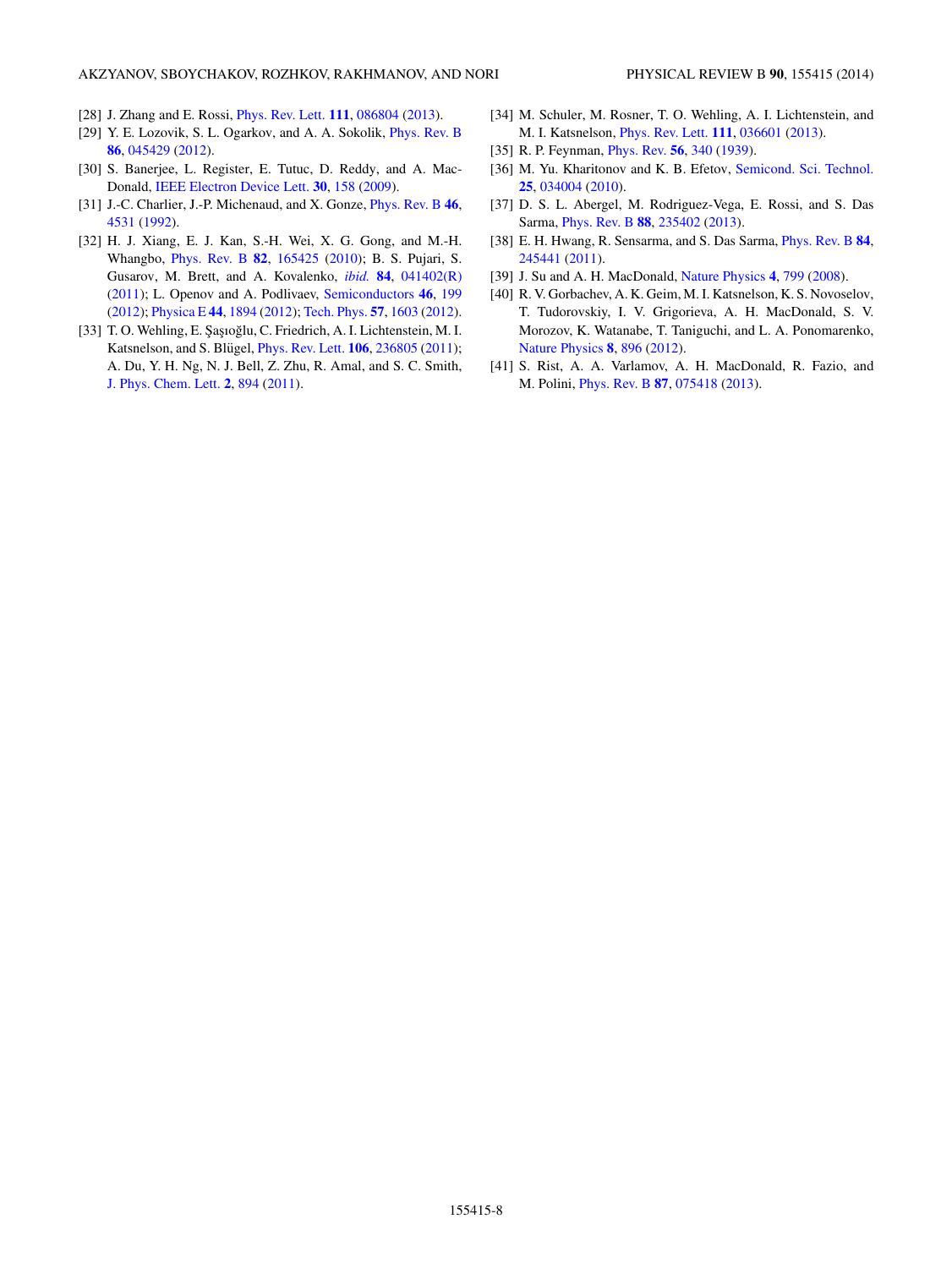[28] J. Zhang and E. Rossi, Phys. Rev. Lett. **111**, 086804 (2013).

[29] Y. E. Lozovik, S. L. Ogarkov, and A. A. Sokolik, Phys. Rev. B **86**, 045429 (2012).

[30] S. Banerjee, L. Register, E. Tutuc, D. Reddy, and A. MacDonald, IEEE Electron Device Lett. **30**, 158 (2009).

[31] J.-C. Charlier, J.-P. Michenaud, and X. Gonze, Phys. Rev. B **46**, 4531 (1992).

[32] H. J. Xiang, E. J. Kan, S.-H. Wei, X. G. Gong, and M.-H. Whangbo, Phys. Rev. B **82**, 165425 (2010); B. S. Pujari, S. Gusarov, M. Brett, and A. Kovalenko, *ibid.* **84**, 041402(R) (2011); L. Openov and A. Podlivaev, Semiconductors **46**, 199 (2012); Physica E **44**, 1894 (2012); Tech. Phys. **57**, 1603 (2012).

[33] T. O. Wehling, E. Şaşıoğlu, C. Friedrich, A. I. Lichtenstein, M. I. Katsnelson, and S. Blügel, Phys. Rev. Lett. **106**, 236805 (2011); A. Du, Y. H. Ng, N. J. Bell, Z. Zhu, R. Amal, and S. C. Smith, J. Phys. Chem. Lett. **2**, 894 (2011).

[34] M. Schuler, M. Rosner, T. O. Wehling, A. I. Lichtenstein, and M. I. Katsnelson, Phys. Rev. Lett. **111**, 036601 (2013).

[35] R. P. Feynman, Phys. Rev. **56**, 340 (1939).

[36] M. Yu. Kharitonov and K. B. Efetov, Semicond. Sci. Technol. **25**, 034004 (2010).

[37] D. S. L. Abergel, M. Rodriguez-Vega, E. Rossi, and S. Das Sarma, Phys. Rev. B **88**, 235402 (2013).

[38] E. H. Hwang, R. Sensarma, and S. Das Sarma, Phys. Rev. B **84**, 245441 (2011).

[39] J. Su and A. H. MacDonald, Nature Physics **4**, 799 (2008).

[40] R. V. Gorbachev, A. K. Geim, M. I. Katsnelson, K. S. Novoselov, T. Tudorovskiy, I. V. Grigorieva, A. H. MacDonald, S. V. Morozov, K. Watanabe, T. Taniguchi, and L. A. Ponomarenko, Nature Physics **8**, 896 (2012).

[41] S. Rist, A. A. Varlamov, A. H. MacDonald, R. Fazio, and M. Polini, Phys. Rev. B **87**, 075418 (2013).